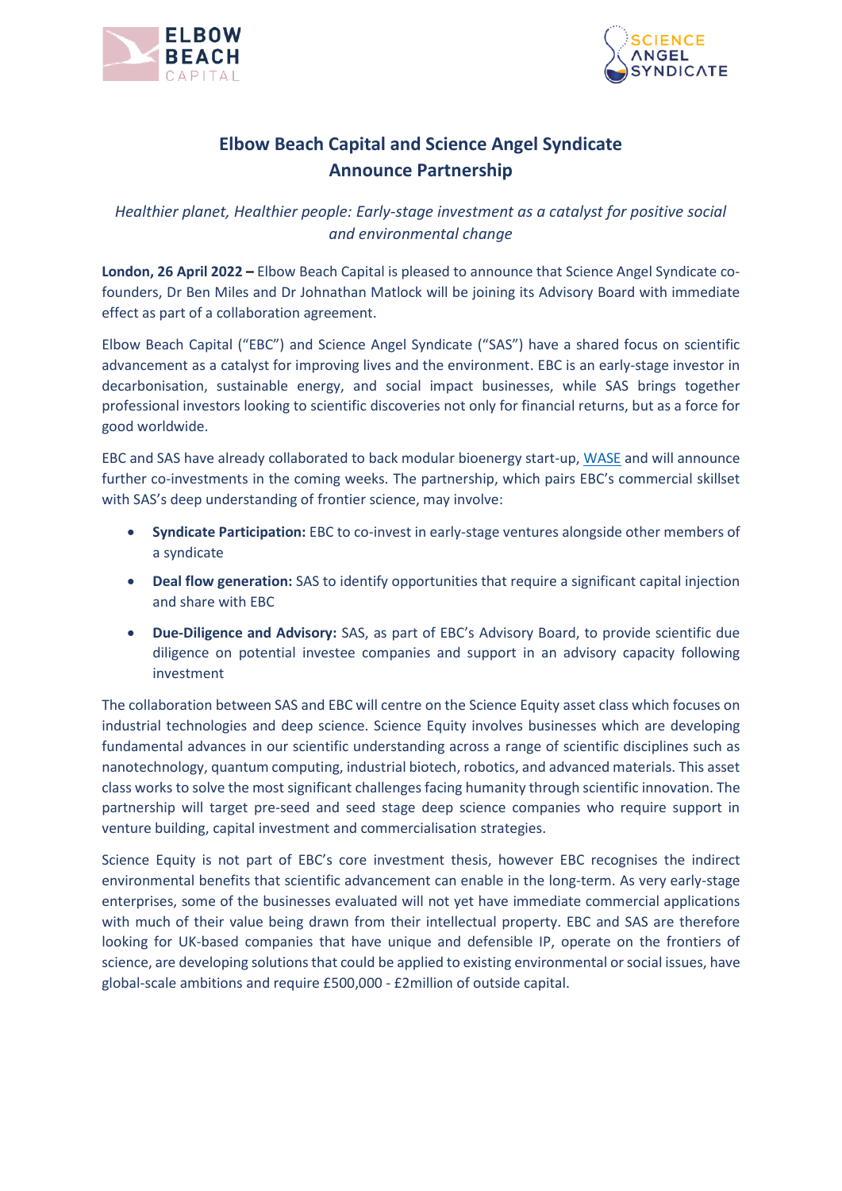# Elbow Beach Capital and Science Angel Syndicate Announce Partnership

*Healthier planet, Healthier people: Early-stage investment as a catalyst for positive social and environmental change*

**London, 26 April 2022 –** Elbow Beach Capital is pleased to announce that Science Angel Syndicate co-founders, Dr Ben Miles and Dr Johnathan Matlock will be joining its Advisory Board with immediate effect as part of a collaboration agreement.

Elbow Beach Capital ("EBC") and Science Angel Syndicate ("SAS") have a shared focus on scientific advancement as a catalyst for improving lives and the environment. EBC is an early-stage investor in decarbonisation, sustainable energy, and social impact businesses, while SAS brings together professional investors looking to scientific discoveries not only for financial returns, but as a force for good worldwide.

EBC and SAS have already collaborated to back modular bioenergy start-up, WASE and will announce further co-investments in the coming weeks. The partnership, which pairs EBC's commercial skillset with SAS's deep understanding of frontier science, may involve:

- **Syndicate Participation:** EBC to co-invest in early-stage ventures alongside other members of a syndicate
- **Deal flow generation:** SAS to identify opportunities that require a significant capital injection and share with EBC
- **Due-Diligence and Advisory:** SAS, as part of EBC's Advisory Board, to provide scientific due diligence on potential investee companies and support in an advisory capacity following investment

The collaboration between SAS and EBC will centre on the Science Equity asset class which focuses on industrial technologies and deep science. Science Equity involves businesses which are developing fundamental advances in our scientific understanding across a range of scientific disciplines such as nanotechnology, quantum computing, industrial biotech, robotics, and advanced materials. This asset class works to solve the most significant challenges facing humanity through scientific innovation. The partnership will target pre-seed and seed stage deep science companies who require support in venture building, capital investment and commercialisation strategies.

Science Equity is not part of EBC's core investment thesis, however EBC recognises the indirect environmental benefits that scientific advancement can enable in the long-term. As very early-stage enterprises, some of the businesses evaluated will not yet have immediate commercial applications with much of their value being drawn from their intellectual property. EBC and SAS are therefore looking for UK-based companies that have unique and defensible IP, operate on the frontiers of science, are developing solutions that could be applied to existing environmental or social issues, have global-scale ambitions and require £500,000 - £2million of outside capital.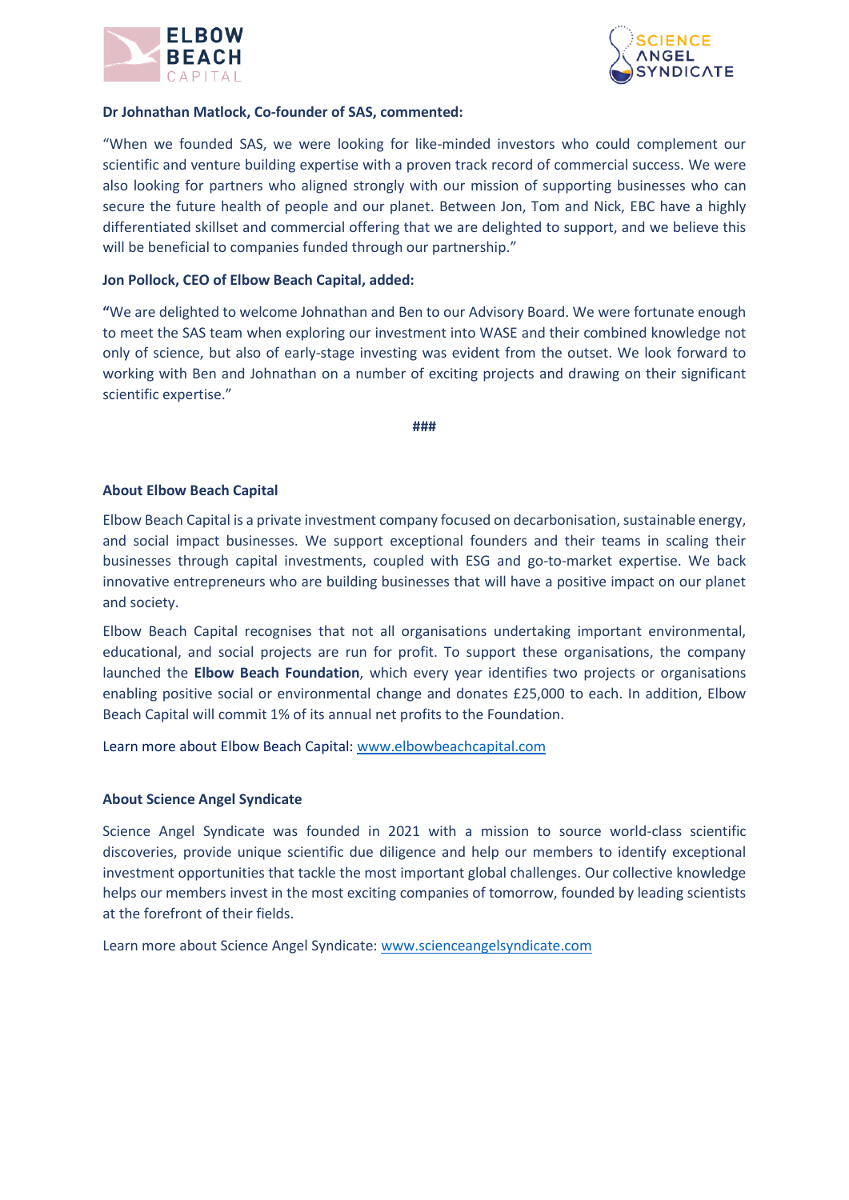**Dr Johnathan Matlock, Co-founder of SAS, commented:**

"When we founded SAS, we were looking for like-minded investors who could complement our scientific and venture building expertise with a proven track record of commercial success. We were also looking for partners who aligned strongly with our mission of supporting businesses who can secure the future health of people and our planet. Between Jon, Tom and Nick, EBC have a highly differentiated skillset and commercial offering that we are delighted to support, and we believe this will be beneficial to companies funded through our partnership."

**Jon Pollock, CEO of Elbow Beach Capital, added:**

**"**We are delighted to welcome Johnathan and Ben to our Advisory Board. We were fortunate enough to meet the SAS team when exploring our investment into WASE and their combined knowledge not only of science, but also of early-stage investing was evident from the outset. We look forward to working with Ben and Johnathan on a number of exciting projects and drawing on their significant scientific expertise."

**###**

**About Elbow Beach Capital**

Elbow Beach Capital is a private investment company focused on decarbonisation, sustainable energy, and social impact businesses. We support exceptional founders and their teams in scaling their businesses through capital investments, coupled with ESG and go-to-market expertise. We back innovative entrepreneurs who are building businesses that will have a positive impact on our planet and society.

Elbow Beach Capital recognises that not all organisations undertaking important environmental, educational, and social projects are run for profit. To support these organisations, the company launched the **Elbow Beach Foundation**, which every year identifies two projects or organisations enabling positive social or environmental change and donates £25,000 to each. In addition, Elbow Beach Capital will commit 1% of its annual net profits to the Foundation.

Learn more about Elbow Beach Capital: [www.elbowbeachcapital.com](www.elbowbeachcapital.com)

**About Science Angel Syndicate**

Science Angel Syndicate was founded in 2021 with a mission to source world-class scientific discoveries, provide unique scientific due diligence and help our members to identify exceptional investment opportunities that tackle the most important global challenges. Our collective knowledge helps our members invest in the most exciting companies of tomorrow, founded by leading scientists at the forefront of their fields.

Learn more about Science Angel Syndicate: [www.scienceangelsyndicate.com](www.scienceangelsyndicate.com)